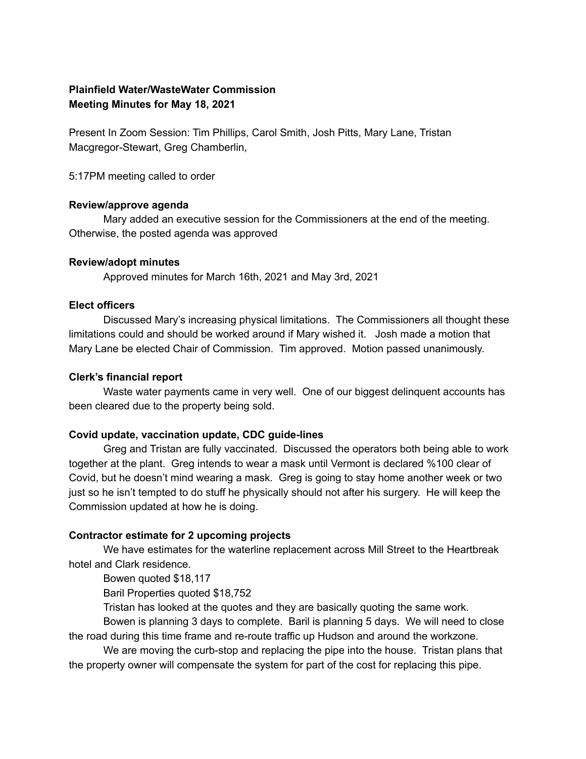**Plainfield Water/WasteWater Commission**
**Meeting Minutes for May 18, 2021**

Present In Zoom Session: Tim Phillips, Carol Smith, Josh Pitts, Mary Lane, Tristan Macgregor-Stewart, Greg Chamberlin,

5:17PM meeting called to order

**Review/approve agenda**

Mary added an executive session for the Commissioners at the end of the meeting. Otherwise, the posted agenda was approved

**Review/adopt minutes**

Approved minutes for March 16th, 2021 and May 3rd, 2021

**Elect officers**

Discussed Mary's increasing physical limitations. The Commissioners all thought these limitations could and should be worked around if Mary wished it. Josh made a motion that Mary Lane be elected Chair of Commission. Tim approved. Motion passed unanimously.

**Clerk's financial report**

Waste water payments came in very well. One of our biggest delinquent accounts has been cleared due to the property being sold.

**Covid update, vaccination update, CDC guide-lines**

Greg and Tristan are fully vaccinated. Discussed the operators both being able to work together at the plant. Greg intends to wear a mask until Vermont is declared %100 clear of Covid, but he doesn't mind wearing a mask. Greg is going to stay home another week or two just so he isn't tempted to do stuff he physically should not after his surgery. He will keep the Commission updated at how he is doing.

**Contractor estimate for 2 upcoming projects**

We have estimates for the waterline replacement across Mill Street to the Heartbreak hotel and Clark residence.

Bowen quoted $18,117

Baril Properties quoted $18,752

Tristan has looked at the quotes and they are basically quoting the same work.

Bowen is planning 3 days to complete. Baril is planning 5 days. We will need to close the road during this time frame and re-route traffic up Hudson and around the workzone.

We are moving the curb-stop and replacing the pipe into the house. Tristan plans that the property owner will compensate the system for part of the cost for replacing this pipe.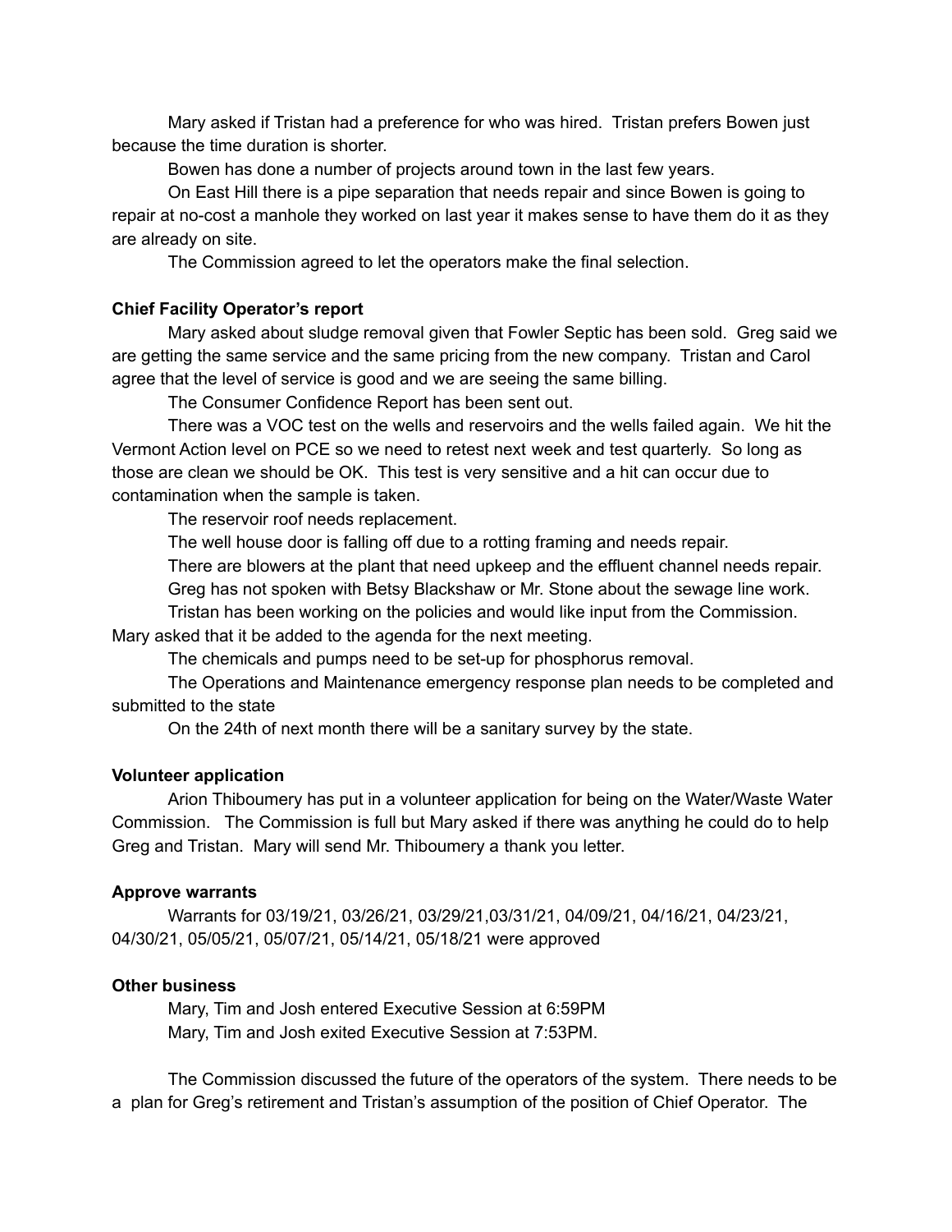Mary asked if Tristan had a preference for who was hired. Tristan prefers Bowen just because the time duration is shorter.

Bowen has done a number of projects around town in the last few years.

On East Hill there is a pipe separation that needs repair and since Bowen is going to repair at no-cost a manhole they worked on last year it makes sense to have them do it as they are already on site.

The Commission agreed to let the operators make the final selection.

**Chief Facility Operator's report**

Mary asked about sludge removal given that Fowler Septic has been sold. Greg said we are getting the same service and the same pricing from the new company. Tristan and Carol agree that the level of service is good and we are seeing the same billing.

The Consumer Confidence Report has been sent out.

There was a VOC test on the wells and reservoirs and the wells failed again. We hit the Vermont Action level on PCE so we need to retest next week and test quarterly. So long as those are clean we should be OK. This test is very sensitive and a hit can occur due to contamination when the sample is taken.

The reservoir roof needs replacement.

The well house door is falling off due to a rotting framing and needs repair.

There are blowers at the plant that need upkeep and the effluent channel needs repair.

Greg has not spoken with Betsy Blackshaw or Mr. Stone about the sewage line work.

Tristan has been working on the policies and would like input from the Commission. Mary asked that it be added to the agenda for the next meeting.

The chemicals and pumps need to be set-up for phosphorus removal.

The Operations and Maintenance emergency response plan needs to be completed and submitted to the state

On the 24th of next month there will be a sanitary survey by the state.

**Volunteer application**

Arion Thiboumery has put in a volunteer application for being on the Water/Waste Water Commission. The Commission is full but Mary asked if there was anything he could do to help Greg and Tristan. Mary will send Mr. Thiboumery a thank you letter.

**Approve warrants**

Warrants for 03/19/21, 03/26/21, 03/29/21,03/31/21, 04/09/21, 04/16/21, 04/23/21, 04/30/21, 05/05/21, 05/07/21, 05/14/21, 05/18/21 were approved

**Other business**

Mary, Tim and Josh entered Executive Session at 6:59PM
Mary, Tim and Josh exited Executive Session at 7:53PM.

The Commission discussed the future of the operators of the system. There needs to be a plan for Greg's retirement and Tristan's assumption of the position of Chief Operator. The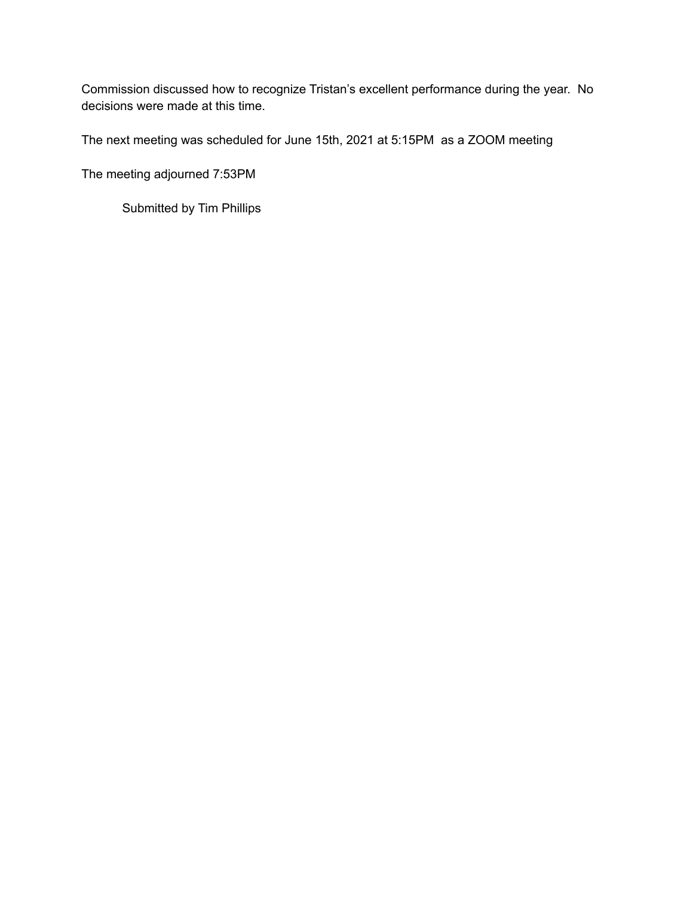Commission discussed how to recognize Tristan's excellent performance during the year. No decisions were made at this time.

The next meeting was scheduled for June 15th, 2021 at 5:15PM as a ZOOM meeting

The meeting adjourned 7:53PM

Submitted by Tim Phillips